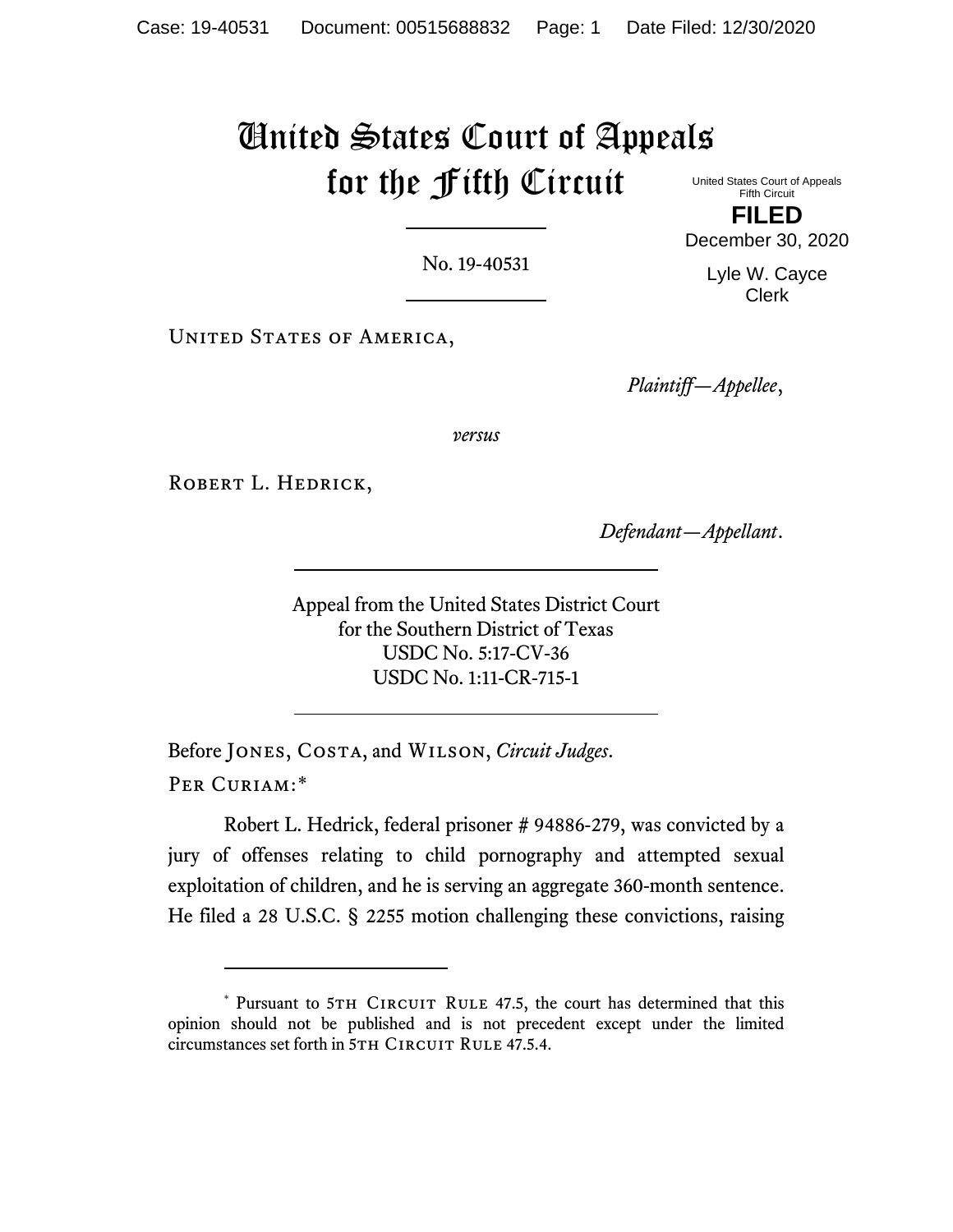# United States Court of Appeals for the Fifth Circuit

United States Court of Appeals
Fifth Circuit

**FILED**

December 30, 2020

Lyle W. Cayce
Clerk

No. 19-40531

United States of America,

*Plaintiff—Appellee*,

*versus*

Robert L. Hedrick,

*Defendant—Appellant*.

Appeal from the United States District Court
for the Southern District of Texas
USDC No. 5:17-CV-36
USDC No. 1:11-CR-715-1

Before Jones, Costa, and Wilson, *Circuit Judges*.

Per Curiam:*

Robert L. Hedrick, federal prisoner # 94886-279, was convicted by a jury of offenses relating to child pornography and attempted sexual exploitation of children, and he is serving an aggregate 360-month sentence. He filed a 28 U.S.C. § 2255 motion challenging these convictions, raising

---

* Pursuant to 5th Circuit Rule 47.5, the court has determined that this opinion should not be published and is not precedent except under the limited circumstances set forth in 5th Circuit Rule 47.5.4.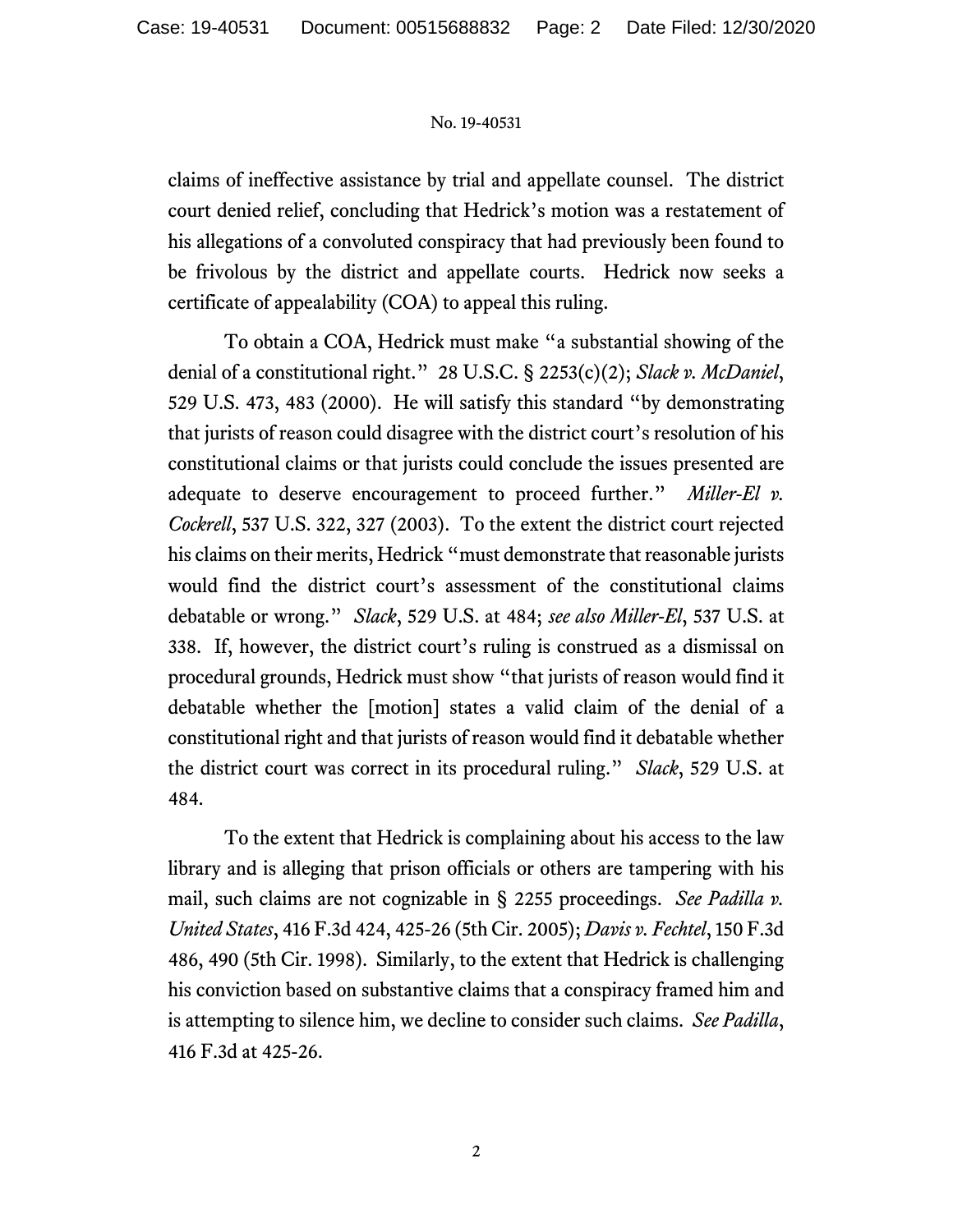claims of ineffective assistance by trial and appellate counsel. The district court denied relief, concluding that Hedrick's motion was a restatement of his allegations of a convoluted conspiracy that had previously been found to be frivolous by the district and appellate courts. Hedrick now seeks a certificate of appealability (COA) to appeal this ruling.

To obtain a COA, Hedrick must make "a substantial showing of the denial of a constitutional right." 28 U.S.C. § 2253(c)(2); *Slack v. McDaniel*, 529 U.S. 473, 483 (2000). He will satisfy this standard "by demonstrating that jurists of reason could disagree with the district court's resolution of his constitutional claims or that jurists could conclude the issues presented are adequate to deserve encouragement to proceed further." *Miller-El v. Cockrell*, 537 U.S. 322, 327 (2003). To the extent the district court rejected his claims on their merits, Hedrick "must demonstrate that reasonable jurists would find the district court's assessment of the constitutional claims debatable or wrong." *Slack*, 529 U.S. at 484; *see also Miller-El*, 537 U.S. at 338. If, however, the district court's ruling is construed as a dismissal on procedural grounds, Hedrick must show "that jurists of reason would find it debatable whether the [motion] states a valid claim of the denial of a constitutional right and that jurists of reason would find it debatable whether the district court was correct in its procedural ruling." *Slack*, 529 U.S. at 484.

To the extent that Hedrick is complaining about his access to the law library and is alleging that prison officials or others are tampering with his mail, such claims are not cognizable in § 2255 proceedings. *See Padilla v. United States*, 416 F.3d 424, 425-26 (5th Cir. 2005); *Davis v. Fechtel*, 150 F.3d 486, 490 (5th Cir. 1998). Similarly, to the extent that Hedrick is challenging his conviction based on substantive claims that a conspiracy framed him and is attempting to silence him, we decline to consider such claims. *See Padilla*, 416 F.3d at 425-26.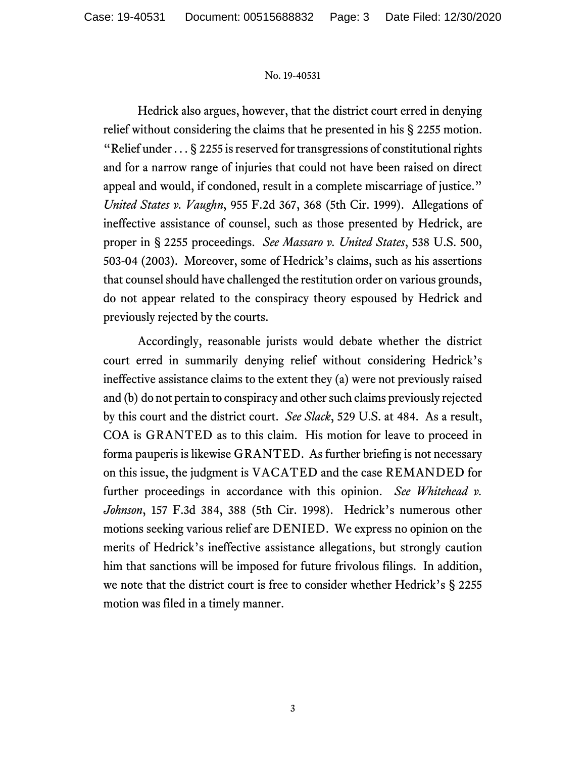Hedrick also argues, however, that the district court erred in denying relief without considering the claims that he presented in his § 2255 motion. "Relief under . . . § 2255 is reserved for transgressions of constitutional rights and for a narrow range of injuries that could not have been raised on direct appeal and would, if condoned, result in a complete miscarriage of justice." *United States v. Vaughn*, 955 F.2d 367, 368 (5th Cir. 1999). Allegations of ineffective assistance of counsel, such as those presented by Hedrick, are proper in § 2255 proceedings. *See Massaro v. United States*, 538 U.S. 500, 503-04 (2003). Moreover, some of Hedrick's claims, such as his assertions that counsel should have challenged the restitution order on various grounds, do not appear related to the conspiracy theory espoused by Hedrick and previously rejected by the courts.

Accordingly, reasonable jurists would debate whether the district court erred in summarily denying relief without considering Hedrick's ineffective assistance claims to the extent they (a) were not previously raised and (b) do not pertain to conspiracy and other such claims previously rejected by this court and the district court. *See Slack*, 529 U.S. at 484. As a result, COA is GRANTED as to this claim. His motion for leave to proceed in forma pauperis is likewise GRANTED. As further briefing is not necessary on this issue, the judgment is VACATED and the case REMANDED for further proceedings in accordance with this opinion. *See Whitehead v. Johnson*, 157 F.3d 384, 388 (5th Cir. 1998). Hedrick's numerous other motions seeking various relief are DENIED. We express no opinion on the merits of Hedrick's ineffective assistance allegations, but strongly caution him that sanctions will be imposed for future frivolous filings. In addition, we note that the district court is free to consider whether Hedrick's § 2255 motion was filed in a timely manner.